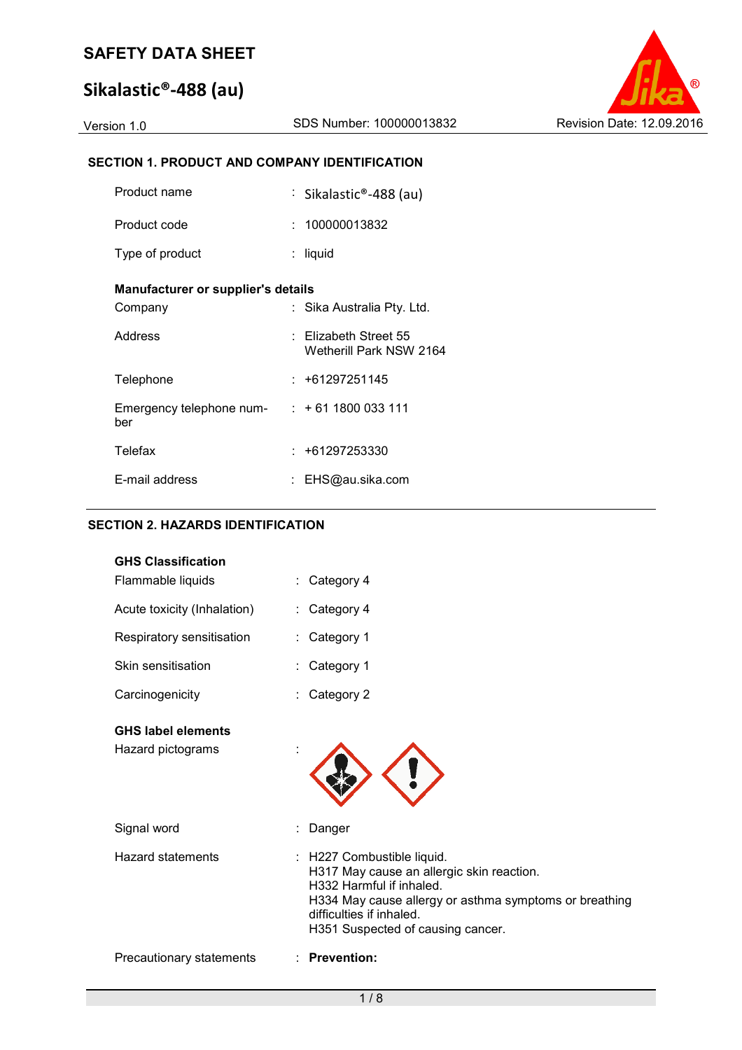# SAFETY DATA SHEET

# Sikalastic®-488 (au)

Version 1.0 | SDS Number: 100000013832 | Revision Date: 12.09.2016

## SECTION 1. PRODUCT AND COMPANY IDENTIFICATION

| | | |
|---|---|---|
| Product name | : | Sikalastic®-488 (au) |
| Product code | : | 100000013832 |
| Type of product | : | liquid |

**Manufacturer or supplier's details**

| | | |
|---|---|---|
| Company | : | Sika Australia Pty. Ltd. |
| Address | : | Elizabeth Street 55<br>Wetherill Park NSW 2164 |
| Telephone | : | +61297251145 |
| Emergency telephone number | : | + 61 1800 033 111 |
| Telefax | : | +61297253330 |
| E-mail address | : | EHS@au.sika.com |

## SECTION 2. HAZARDS IDENTIFICATION

**GHS Classification**

| | | |
|---|---|---|
| Flammable liquids | : | Category 4 |
| Acute toxicity (Inhalation) | : | Category 4 |
| Respiratory sensitisation | : | Category 1 |
| Skin sensitisation | : | Category 1 |
| Carcinogenicity | : | Category 2 |

**GHS label elements**

Hazard pictograms :

Signal word : Danger

Hazard statements :
H227 Combustible liquid.
H317 May cause an allergic skin reaction.
H332 Harmful if inhaled.
H334 May cause allergy or asthma symptoms or breathing difficulties if inhaled.
H351 Suspected of causing cancer.

Precautionary statements : **Prevention:**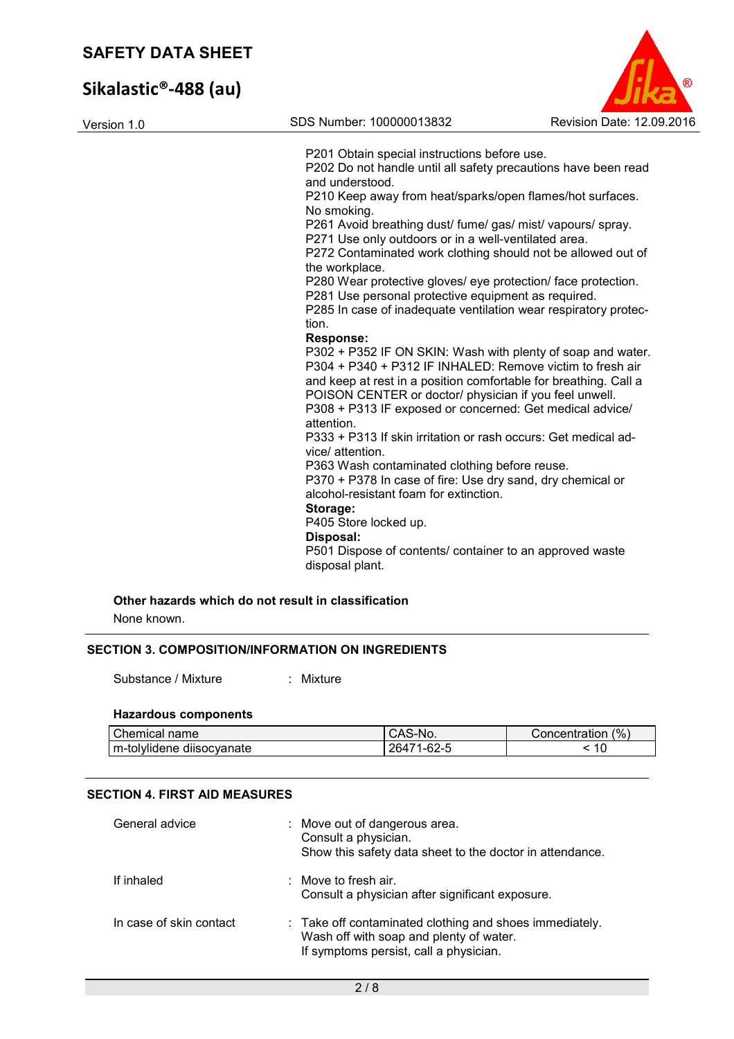P201 Obtain special instructions before use.
P202 Do not handle until all safety precautions have been read and understood.
P210 Keep away from heat/sparks/open flames/hot surfaces. No smoking.
P261 Avoid breathing dust/ fume/ gas/ mist/ vapours/ spray.
P271 Use only outdoors or in a well-ventilated area.
P272 Contaminated work clothing should not be allowed out of the workplace.
P280 Wear protective gloves/ eye protection/ face protection.
P281 Use personal protective equipment as required.
P285 In case of inadequate ventilation wear respiratory protection.

**Response:**

P302 + P352 IF ON SKIN: Wash with plenty of soap and water.
P304 + P340 + P312 IF INHALED: Remove victim to fresh air and keep at rest in a position comfortable for breathing. Call a POISON CENTER or doctor/ physician if you feel unwell.
P308 + P313 IF exposed or concerned: Get medical advice/ attention.
P333 + P313 If skin irritation or rash occurs: Get medical advice/ attention.
P363 Wash contaminated clothing before reuse.
P370 + P378 In case of fire: Use dry sand, dry chemical or alcohol-resistant foam for extinction.

**Storage:**

P405 Store locked up.

**Disposal:**

P501 Dispose of contents/ container to an approved waste disposal plant.

**Other hazards which do not result in classification**

None known.

## SECTION 3. COMPOSITION/INFORMATION ON INGREDIENTS

Substance / Mixture : Mixture

**Hazardous components**

| Chemical name | CAS-No. | Concentration (%) |
|---|---|---|
| m-tolylidene diisocyanate | 26471-62-5 | < 10 |

## SECTION 4. FIRST AID MEASURES

General advice : Move out of dangerous area.
Consult a physician.
Show this safety data sheet to the doctor in attendance.

If inhaled : Move to fresh air.
Consult a physician after significant exposure.

In case of skin contact : Take off contaminated clothing and shoes immediately.
Wash off with soap and plenty of water.
If symptoms persist, call a physician.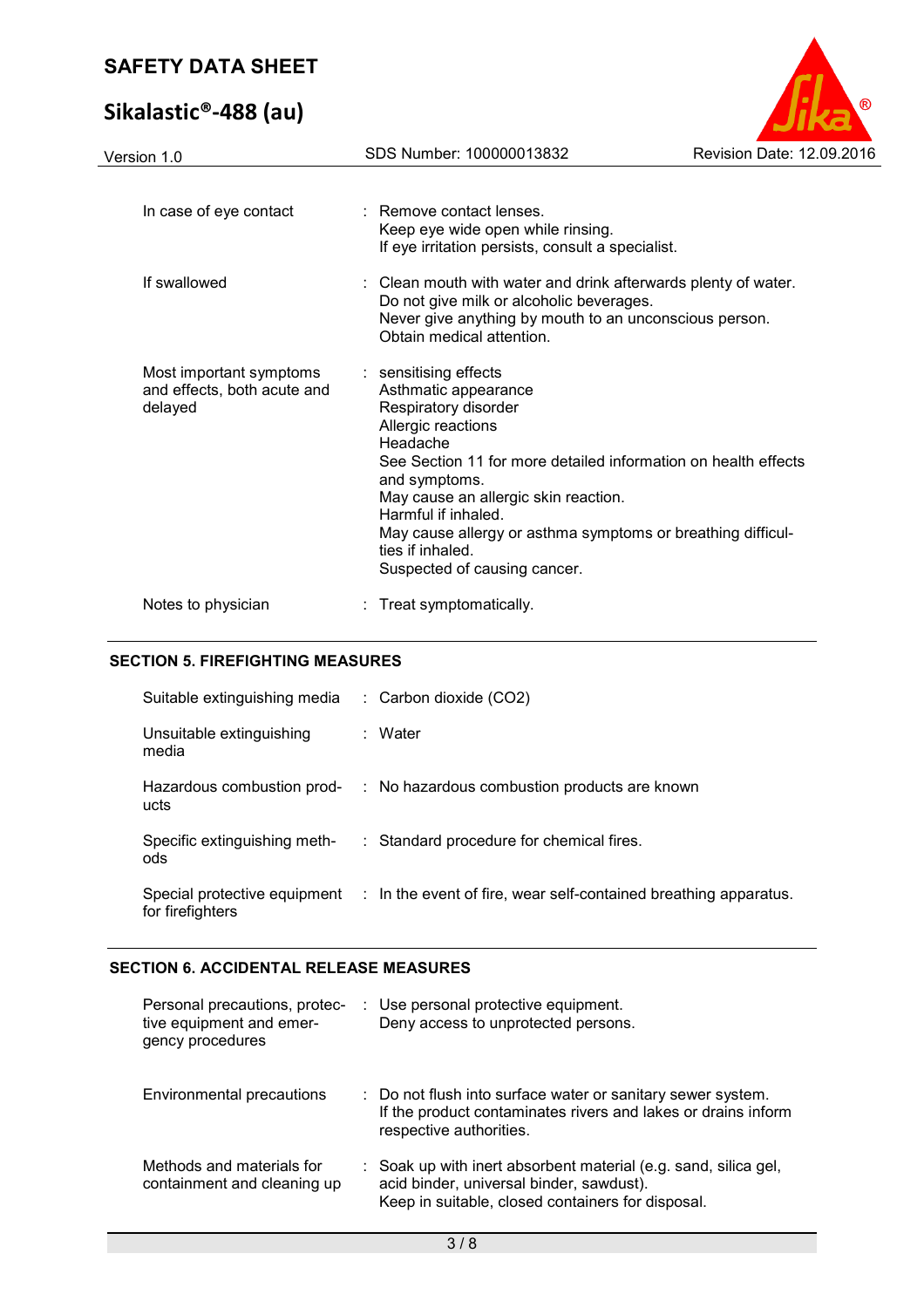| | | |
|---|---|---|
| In case of eye contact | : | Remove contact lenses.<br>Keep eye wide open while rinsing.<br>If eye irritation persists, consult a specialist. |
| If swallowed | : | Clean mouth with water and drink afterwards plenty of water.<br>Do not give milk or alcoholic beverages.<br>Never give anything by mouth to an unconscious person.<br>Obtain medical attention. |
| Most important symptoms and effects, both acute and delayed | : | sensitising effects<br>Asthmatic appearance<br>Respiratory disorder<br>Allergic reactions<br>Headache<br>See Section 11 for more detailed information on health effects and symptoms.<br>May cause an allergic skin reaction.<br>Harmful if inhaled.<br>May cause allergy or asthma symptoms or breathing difficulties if inhaled.<br>Suspected of causing cancer. |
| Notes to physician | : | Treat symptomatically. |

## SECTION 5. FIREFIGHTING MEASURES

| | | |
|---|---|---|
| Suitable extinguishing media | : | Carbon dioxide ($CO_2$) |
| Unsuitable extinguishing media | : | Water |
| Hazardous combustion products | : | No hazardous combustion products are known |
| Specific extinguishing methods | : | Standard procedure for chemical fires. |
| Special protective equipment for firefighters | : | In the event of fire, wear self-contained breathing apparatus. |

## SECTION 6. ACCIDENTAL RELEASE MEASURES

| | | |
|---|---|---|
| Personal precautions, protective equipment and emergency procedures | : | Use personal protective equipment.<br>Deny access to unprotected persons. |
| Environmental precautions | : | Do not flush into surface water or sanitary sewer system.<br>If the product contaminates rivers and lakes or drains inform respective authorities. |
| Methods and materials for containment and cleaning up | : | Soak up with inert absorbent material (e.g. sand, silica gel, acid binder, universal binder, sawdust).<br>Keep in suitable, closed containers for disposal. |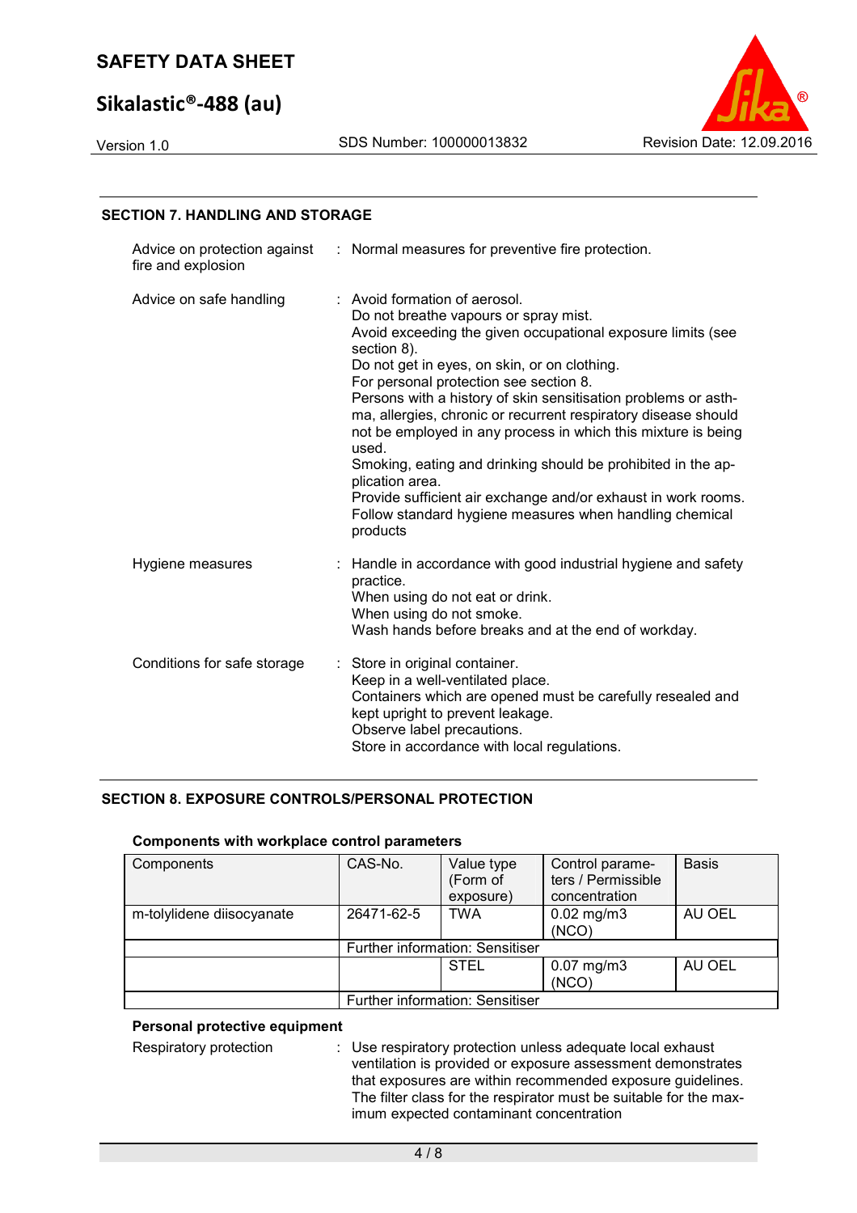## SECTION 7. HANDLING AND STORAGE

| | |
|---|---|
| Advice on protection against fire and explosion | : Normal measures for preventive fire protection. |
| Advice on safe handling | : Avoid formation of aerosol.<br>Do not breathe vapours or spray mist.<br>Avoid exceeding the given occupational exposure limits (see section 8).<br>Do not get in eyes, on skin, or on clothing.<br>For personal protection see section 8.<br>Persons with a history of skin sensitisation problems or asthma, allergies, chronic or recurrent respiratory disease should not be employed in any process in which this mixture is being used.<br>Smoking, eating and drinking should be prohibited in the application area.<br>Provide sufficient air exchange and/or exhaust in work rooms.<br>Follow standard hygiene measures when handling chemical products |
| Hygiene measures | : Handle in accordance with good industrial hygiene and safety practice.<br>When using do not eat or drink.<br>When using do not smoke.<br>Wash hands before breaks and at the end of workday. |
| Conditions for safe storage | : Store in original container.<br>Keep in a well-ventilated place.<br>Containers which are opened must be carefully resealed and kept upright to prevent leakage.<br>Observe label precautions.<br>Store in accordance with local regulations. |

## SECTION 8. EXPOSURE CONTROLS/PERSONAL PROTECTION

**Components with workplace control parameters**

| Components | CAS-No. | Value type (Form of exposure) | Control parameters / Permissible concentration | Basis |
|---|---|---|---|---|
| m-tolylidene diisocyanate | 26471-62-5 | TWA | 0.02 mg/m3 (NCO) | AU OEL |
| | Further information: Sensitiser | | | |
| | | STEL | 0.07 mg/m3 (NCO) | AU OEL |
| | Further information: Sensitiser | | | |

**Personal protective equipment**

| | |
|---|---|
| Respiratory protection | : Use respiratory protection unless adequate local exhaust ventilation is provided or exposure assessment demonstrates that exposures are within recommended exposure guidelines.<br>The filter class for the respirator must be suitable for the maximum expected contaminant concentration |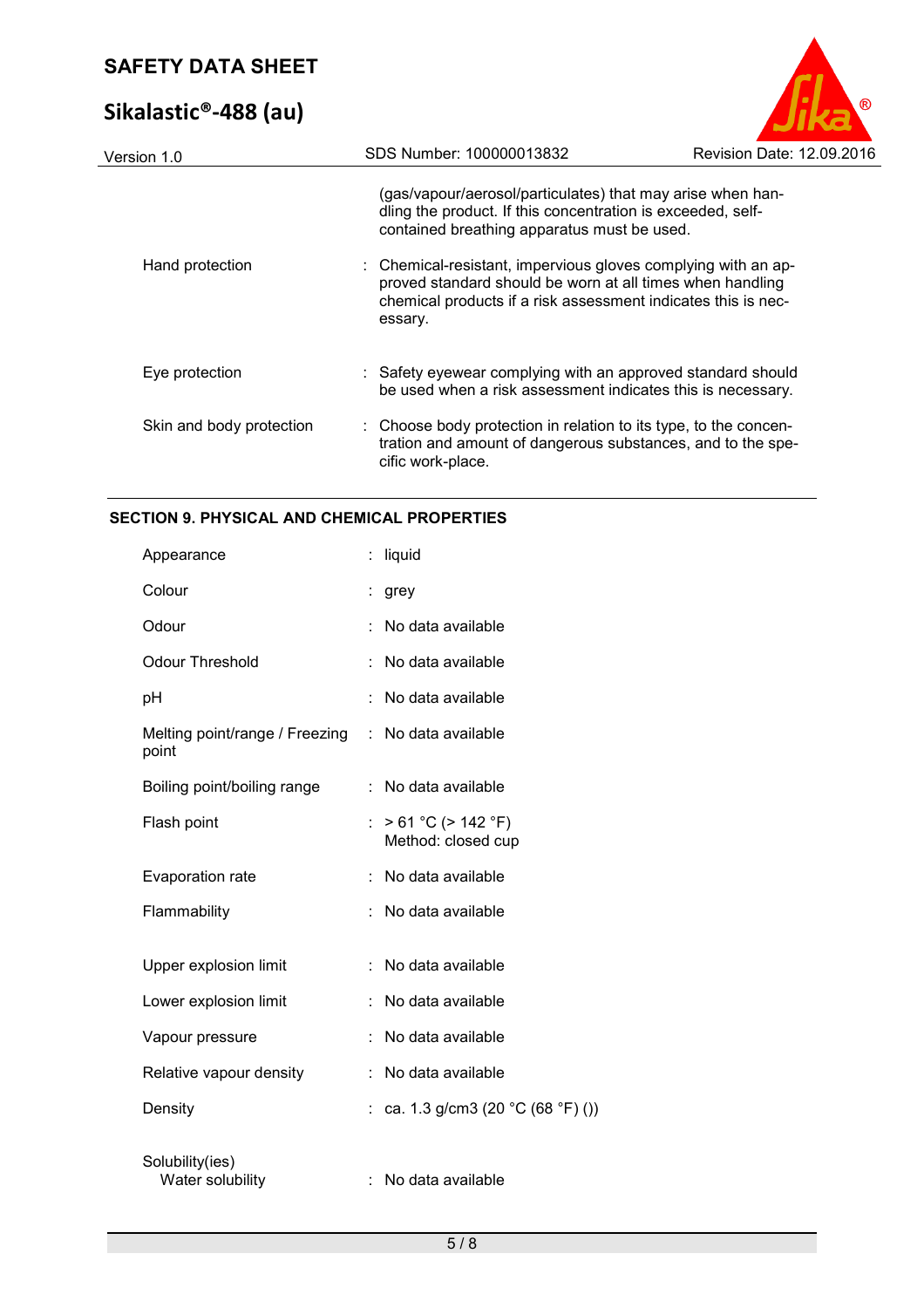(gas/vapour/aerosol/particulates) that may arise when handling the product. If this concentration is exceeded, self-contained breathing apparatus must be used.

| | |
|---|---|
| Hand protection | : Chemical-resistant, impervious gloves complying with an approved standard should be worn at all times when handling chemical products if a risk assessment indicates this is necessary. |
| Eye protection | : Safety eyewear complying with an approved standard should be used when a risk assessment indicates this is necessary. |
| Skin and body protection | : Choose body protection in relation to its type, to the concentration and amount of dangerous substances, and to the specific work-place. |

## SECTION 9. PHYSICAL AND CHEMICAL PROPERTIES

| | |
|---|---|
| Appearance | : liquid |
| Colour | : grey |
| Odour | : No data available |
| Odour Threshold | : No data available |
| pH | : No data available |
| Melting point/range / Freezing point | : No data available |
| Boiling point/boiling range | : No data available |
| Flash point | : > 61 °C (> 142 °F)<br>Method: closed cup |
| Evaporation rate | : No data available |
| Flammability | : No data available |
| Upper explosion limit | : No data available |
| Lower explosion limit | : No data available |
| Vapour pressure | : No data available |
| Relative vapour density | : No data available |
| Density | : ca. 1.3 g/cm3 (20 °C (68 °F) ()) |
| Solubility(ies)<br>Water solubility | : No data available |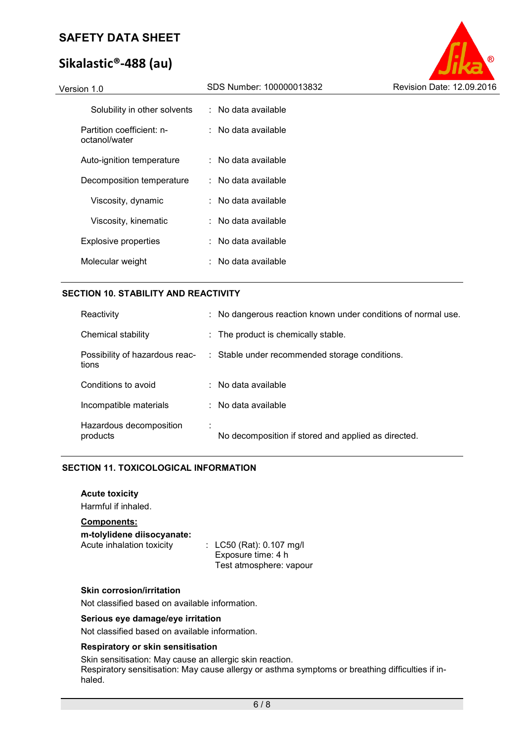| | | |
|---|---|---|
| Solubility in other solvents | : | No data available |
| Partition coefficient: n-octanol/water | : | No data available |
| Auto-ignition temperature | : | No data available |
| Decomposition temperature | : | No data available |
| Viscosity, dynamic | : | No data available |
| Viscosity, kinematic | : | No data available |
| Explosive properties | : | No data available |
| Molecular weight | : | No data available |

## SECTION 10. STABILITY AND REACTIVITY

| | | |
|---|---|---|
| Reactivity | : | No dangerous reaction known under conditions of normal use. |
| Chemical stability | : | The product is chemically stable. |
| Possibility of hazardous reactions | : | Stable under recommended storage conditions. |
| Conditions to avoid | : | No data available |
| Incompatible materials | : | No data available |
| Hazardous decomposition products | : | No decomposition if stored and applied as directed. |

## SECTION 11. TOXICOLOGICAL INFORMATION

**Acute toxicity**

Harmful if inhaled.

**Components:**

**m-tolylidene diisocyanate:**

Acute inhalation toxicity : LC50 (Rat): 0.107 mg/l
Exposure time: 4 h
Test atmosphere: vapour

**Skin corrosion/irritation**

Not classified based on available information.

**Serious eye damage/eye irritation**

Not classified based on available information.

**Respiratory or skin sensitisation**

Skin sensitisation: May cause an allergic skin reaction.
Respiratory sensitisation: May cause allergy or asthma symptoms or breathing difficulties if inhaled.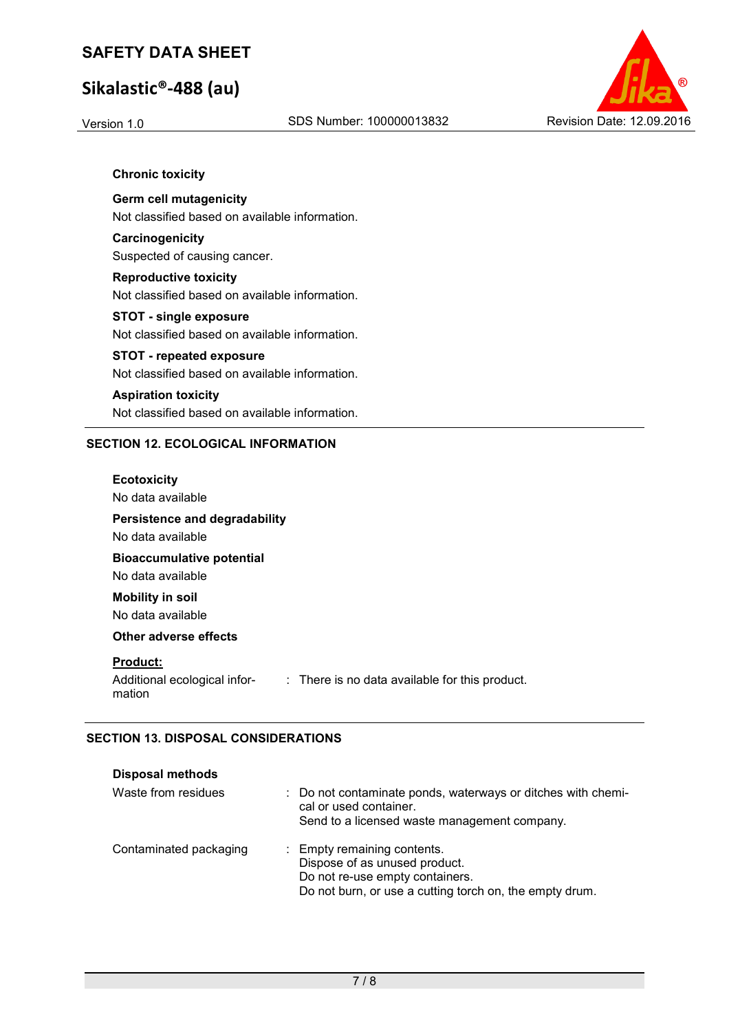**Chronic toxicity**

**Germ cell mutagenicity**

Not classified based on available information.

**Carcinogenicity**

Suspected of causing cancer.

**Reproductive toxicity**

Not classified based on available information.

**STOT - single exposure**

Not classified based on available information.

**STOT - repeated exposure**

Not classified based on available information.

**Aspiration toxicity**

Not classified based on available information.

## SECTION 12. ECOLOGICAL INFORMATION

**Ecotoxicity**

No data available

**Persistence and degradability**

No data available

**Bioaccumulative potential**

No data available

**Mobility in soil**

No data available

**Other adverse effects**

**Product:**

| | | |
|---|---|---|
| Additional ecological information | : | There is no data available for this product. |

## SECTION 13. DISPOSAL CONSIDERATIONS

**Disposal methods**

| | | |
|---|---|---|
| Waste from residues | : | Do not contaminate ponds, waterways or ditches with chemical or used container.<br>Send to a licensed waste management company. |
| Contaminated packaging | : | Empty remaining contents.<br>Dispose of as unused product.<br>Do not re-use empty containers.<br>Do not burn, or use a cutting torch on, the empty drum. |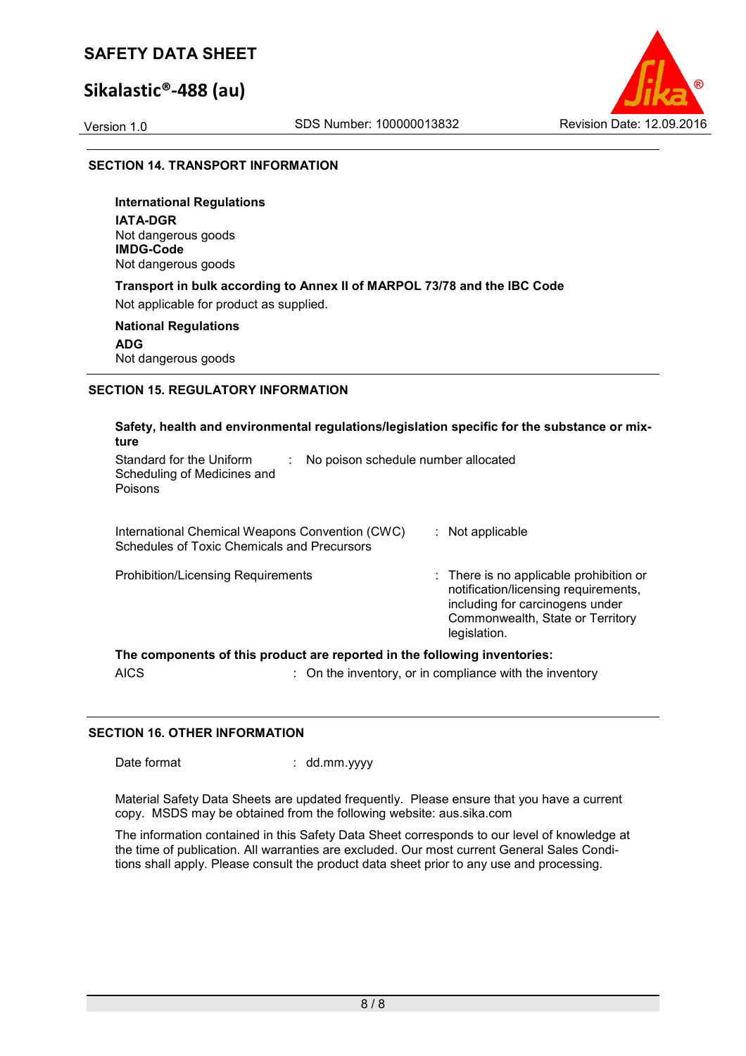## SECTION 14. TRANSPORT INFORMATION

**International Regulations**

**IATA-DGR**
Not dangerous goods

**IMDG-Code**
Not dangerous goods

**Transport in bulk according to Annex II of MARPOL 73/78 and the IBC Code**

Not applicable for product as supplied.

**National Regulations**

**ADG**
Not dangerous goods

## SECTION 15. REGULATORY INFORMATION

**Safety, health and environmental regulations/legislation specific for the substance or mixture**

| | |
|---|---|
| Standard for the Uniform Scheduling of Medicines and Poisons | : No poison schedule number allocated |
| International Chemical Weapons Convention (CWC) Schedules of Toxic Chemicals and Precursors | : Not applicable |
| Prohibition/Licensing Requirements | : There is no applicable prohibition or notification/licensing requirements, including for carcinogens under Commonwealth, State or Territory legislation. |

**The components of this product are reported in the following inventories:**

| | |
|---|---|
| AICS | : On the inventory, or in compliance with the inventory |

## SECTION 16. OTHER INFORMATION

| | |
|---|---|
| Date format | : dd.mm.yyyy |

Material Safety Data Sheets are updated frequently. Please ensure that you have a current copy. MSDS may be obtained from the following website: aus.sika.com

The information contained in this Safety Data Sheet corresponds to our level of knowledge at the time of publication. All warranties are excluded. Our most current General Sales Conditions shall apply. Please consult the product data sheet prior to any use and processing.